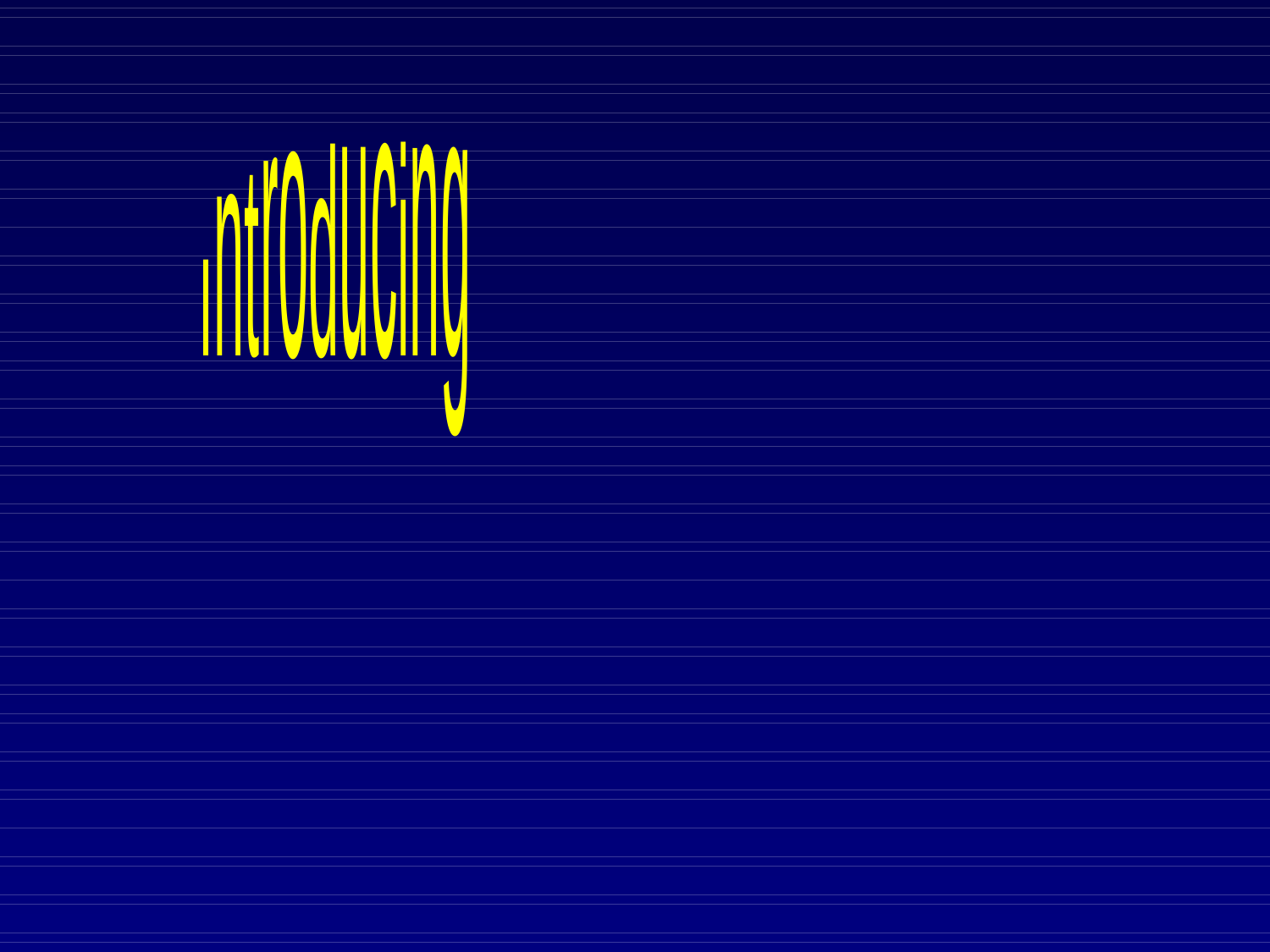# Introducing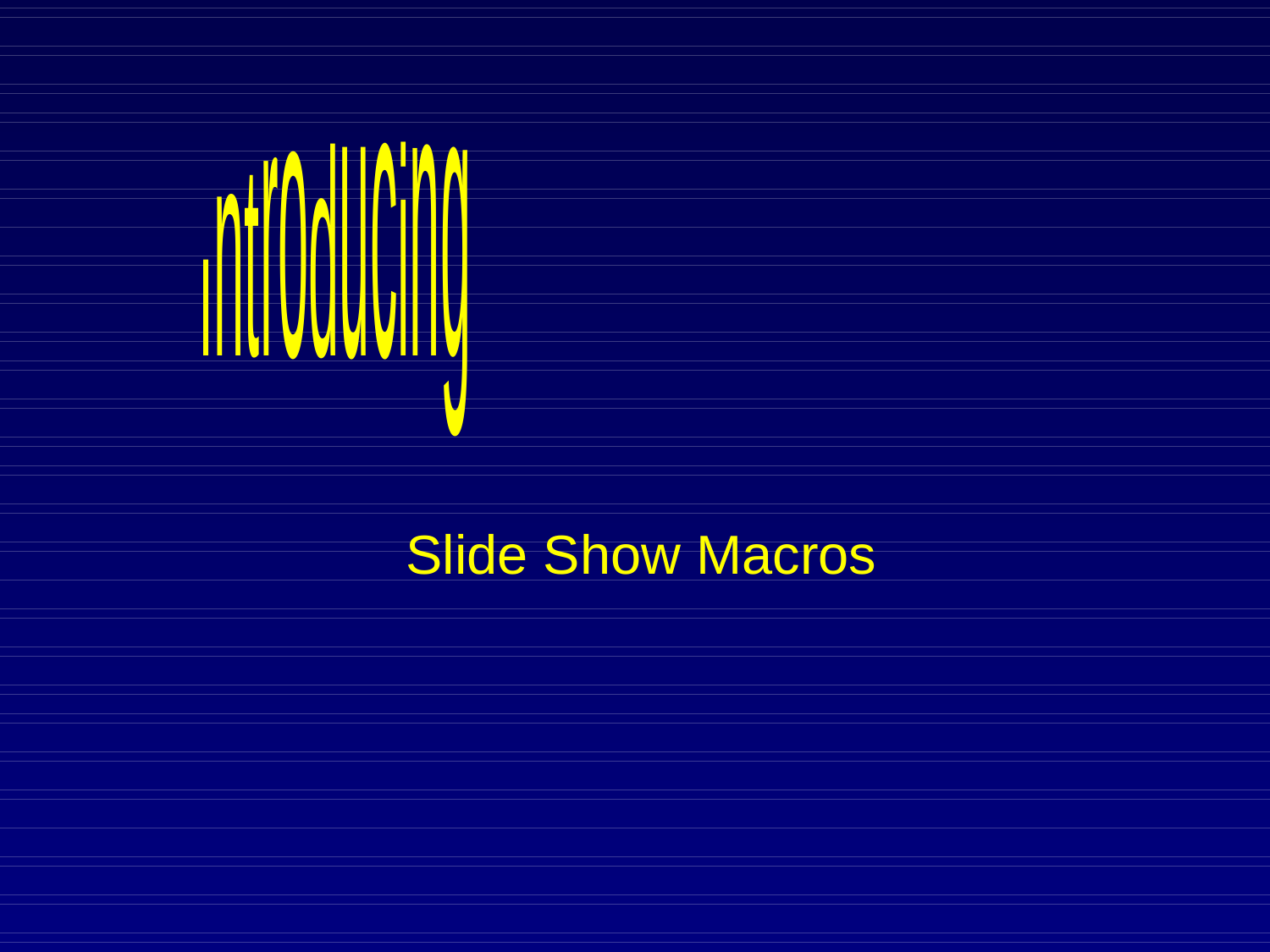# Introducing

Slide Show Macros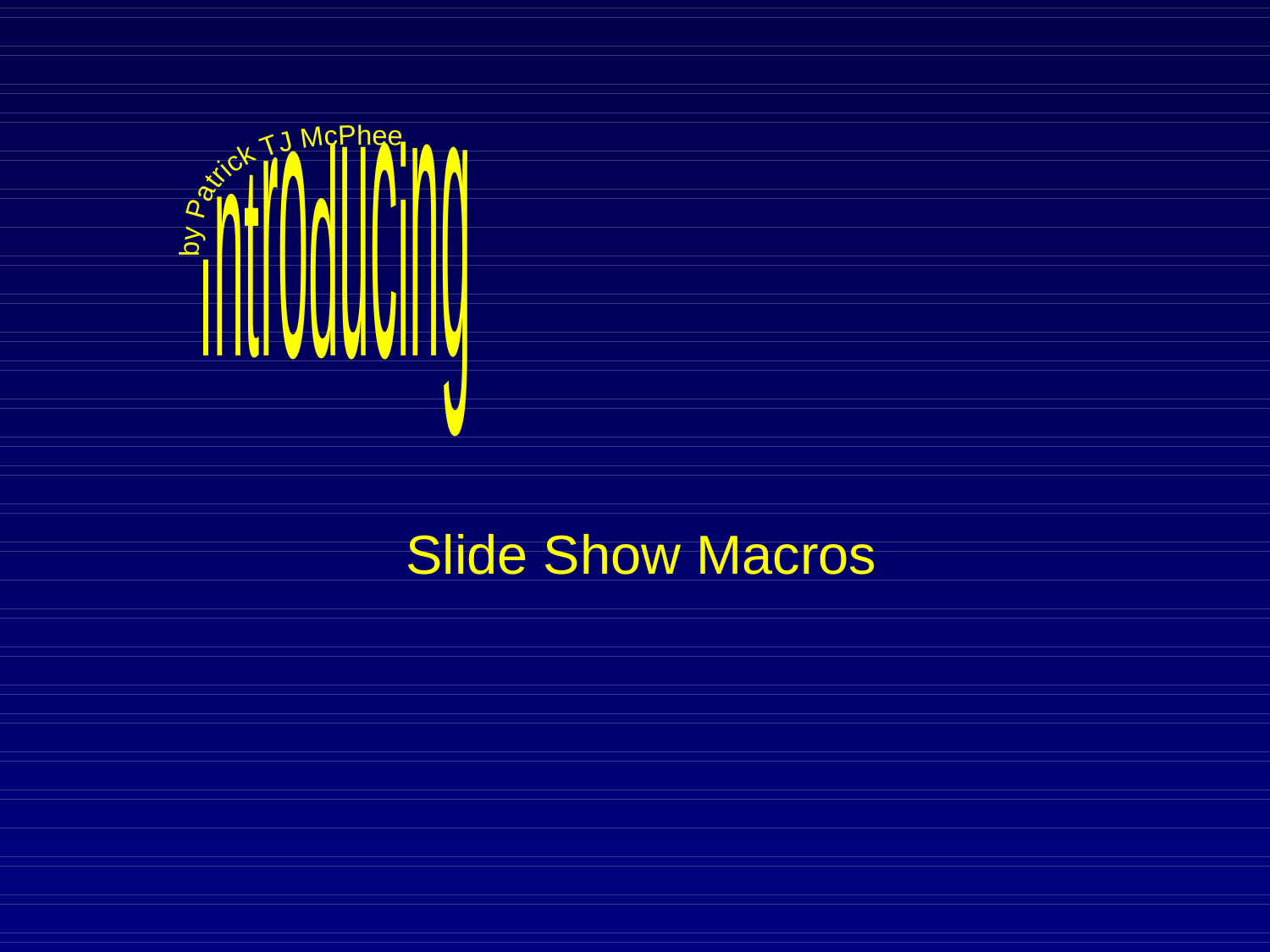by Patrick TJ McPhee

# introducing

## Slide Show Macros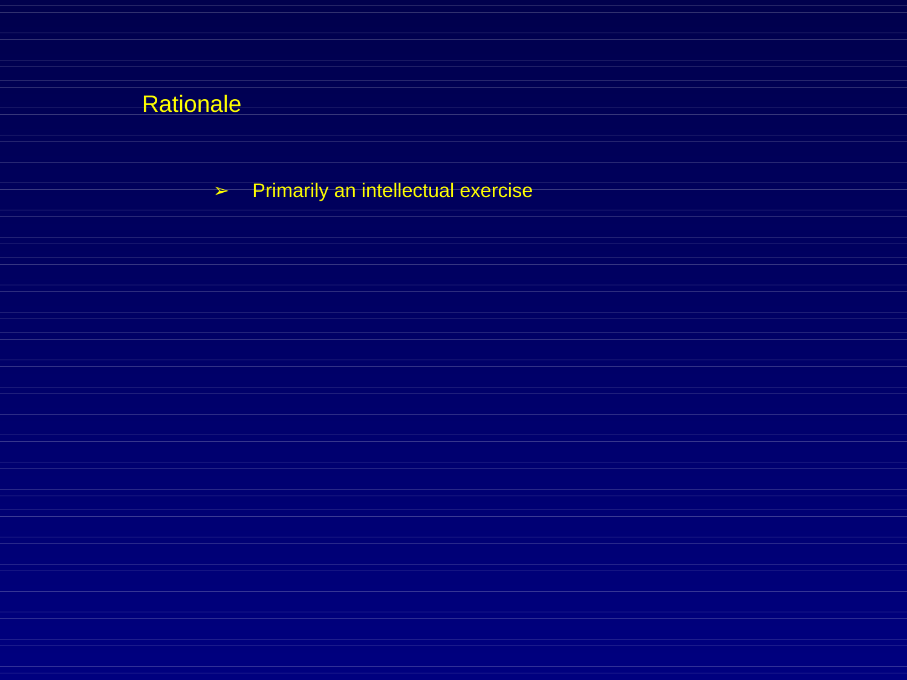## Rationale

- Primarily an intellectual exercise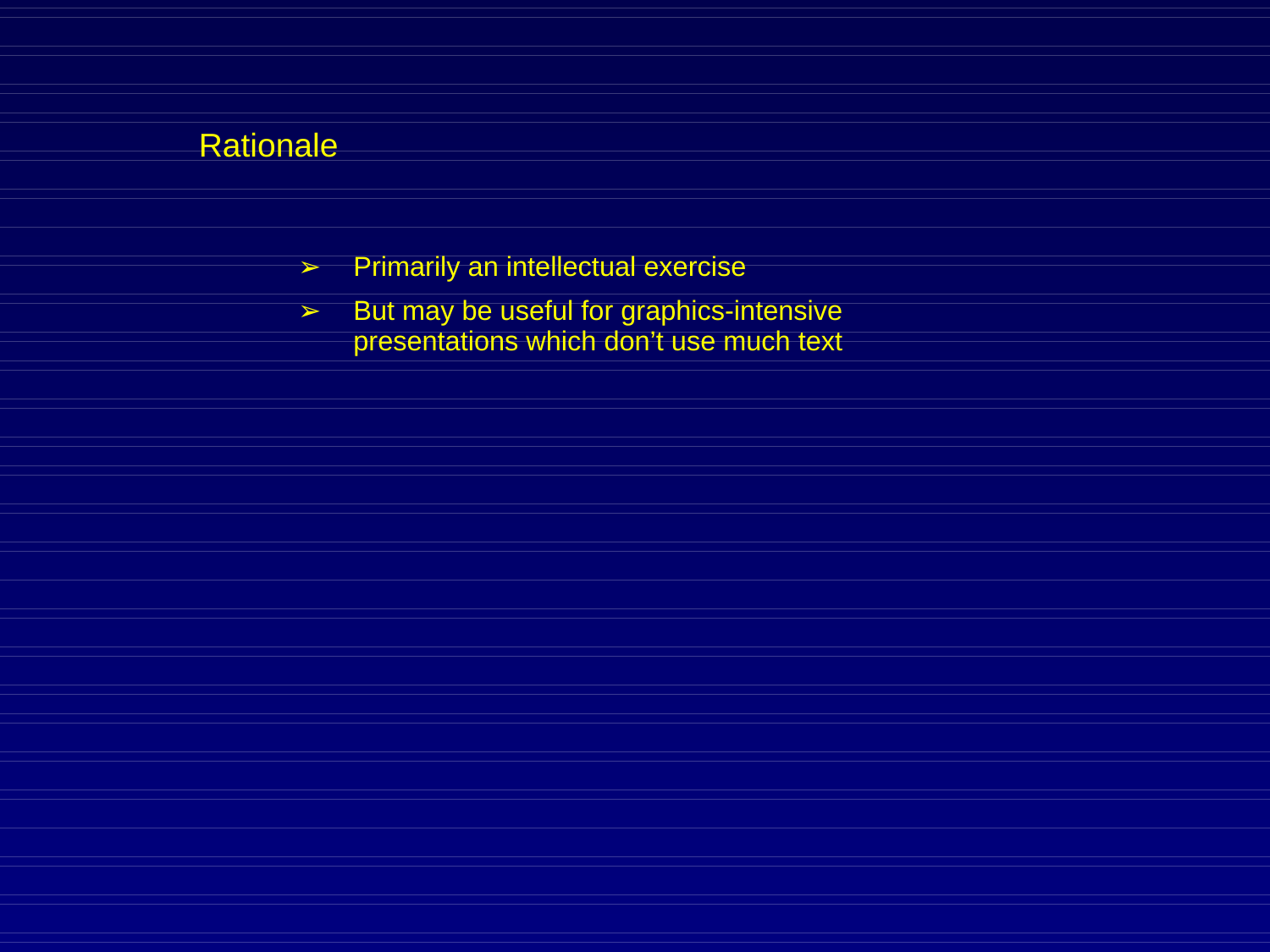# Rationale

- Primarily an intellectual exercise
- But may be useful for graphics-intensive presentations which don’t use much text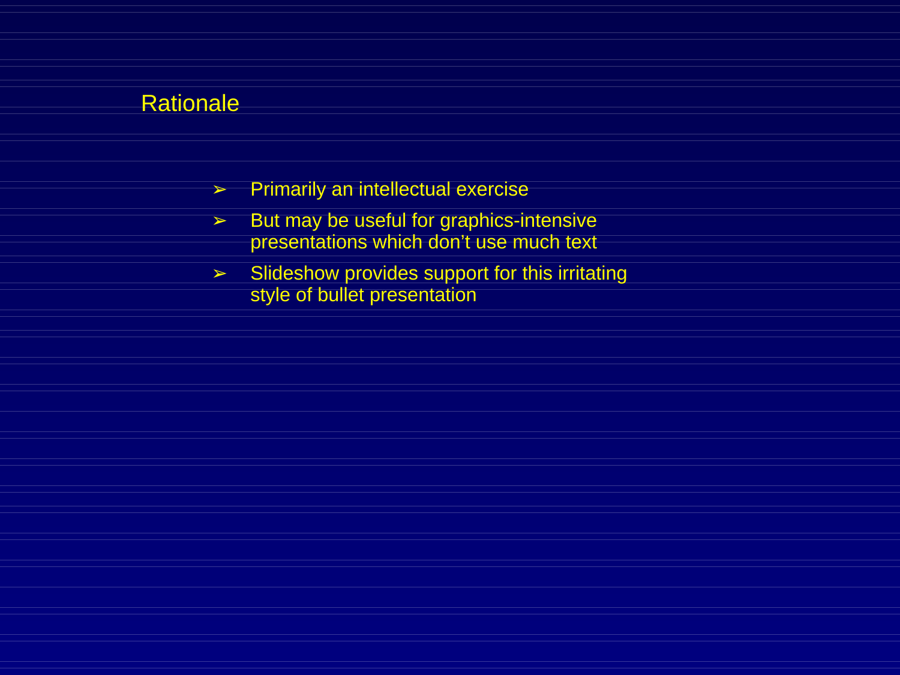# Rationale

- Primarily an intellectual exercise
- But may be useful for graphics-intensive presentations which don't use much text
- Slideshow provides support for this irritating style of bullet presentation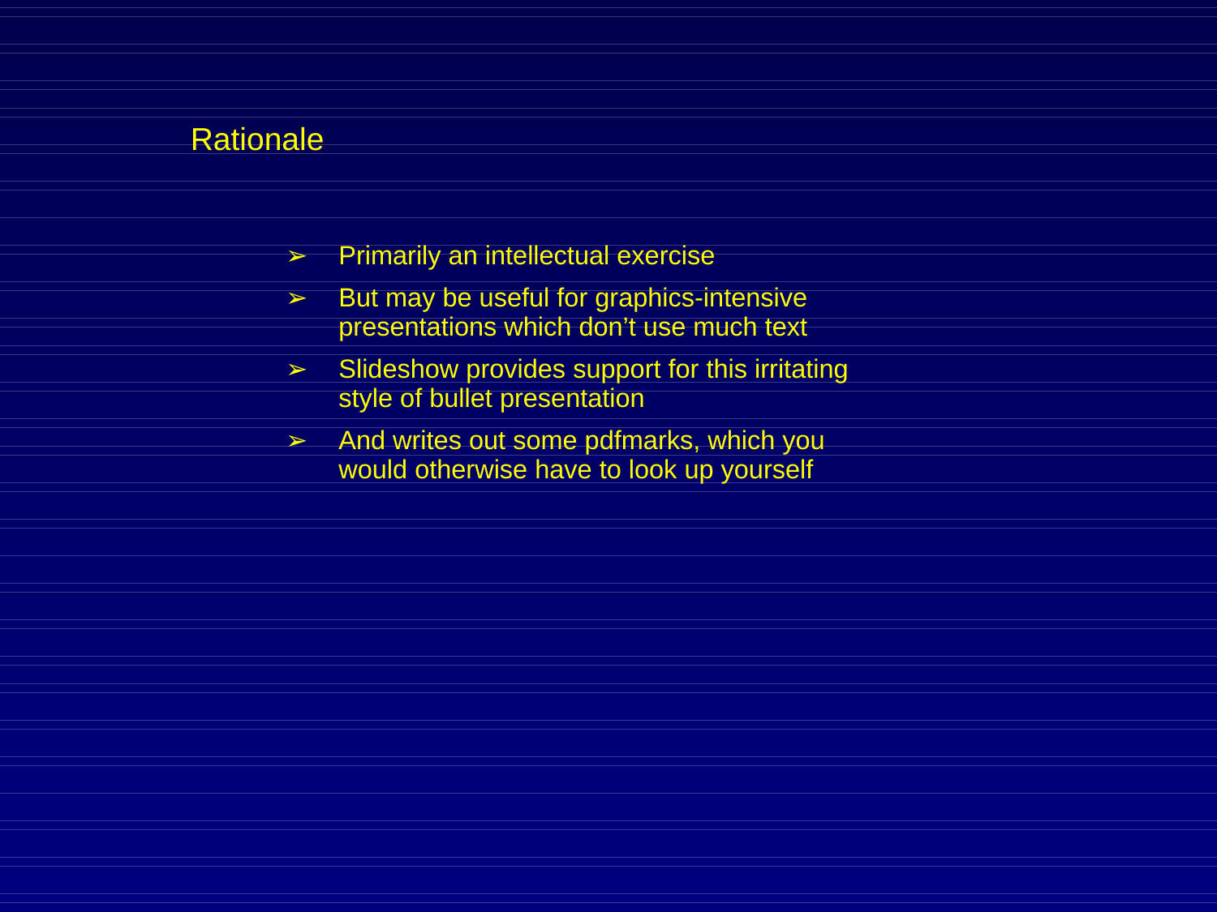# Rationale

- Primarily an intellectual exercise
- But may be useful for graphics-intensive presentations which don't use much text
- Slideshow provides support for this irritating style of bullet presentation
- And writes out some pdfmarks, which you would otherwise have to look up yourself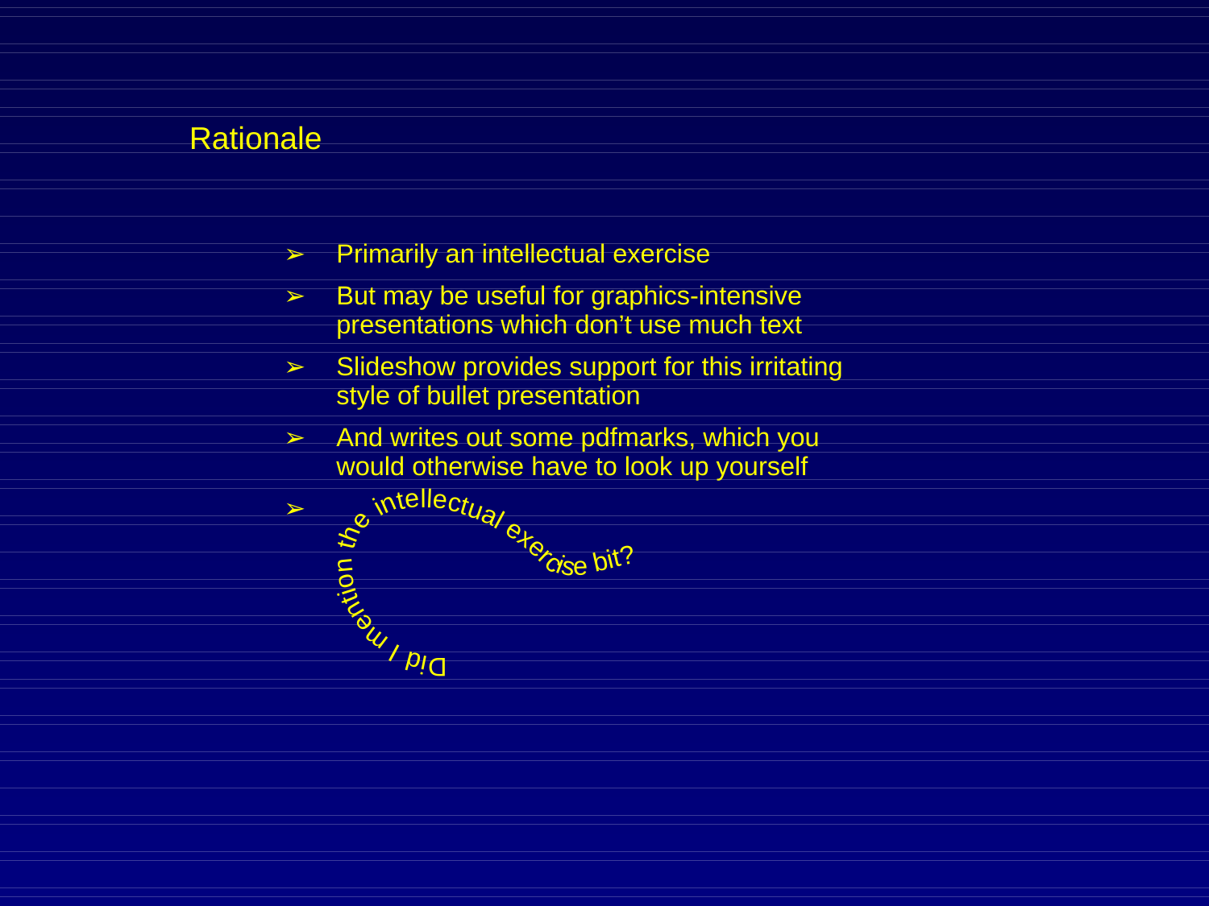# Rationale

- Primarily an intellectual exercise
- But may be useful for graphics-intensive presentations which don't use much text
- Slideshow provides support for this irritating style of bullet presentation
- And writes out some pdfmarks, which you would otherwise have to look up yourself
- Did I mention the intellectual exercise bit?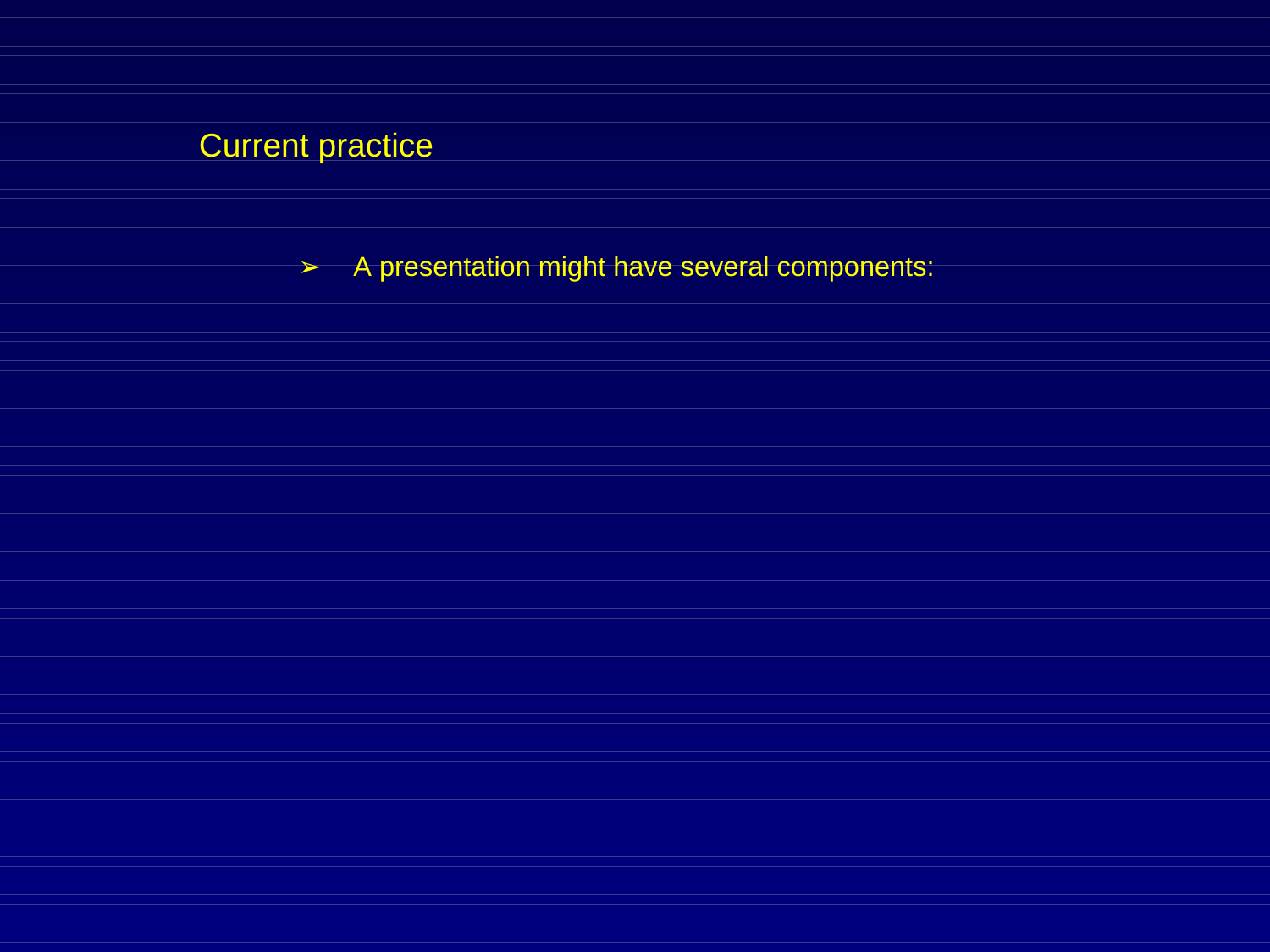## Current practice

- A presentation might have several components: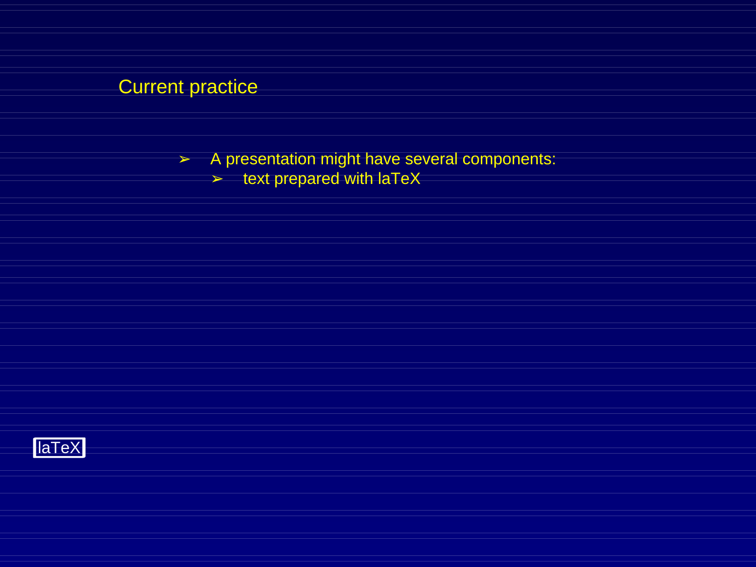# Current practice

- A presentation might have several components:
  - text prepared with laTeX

laTeX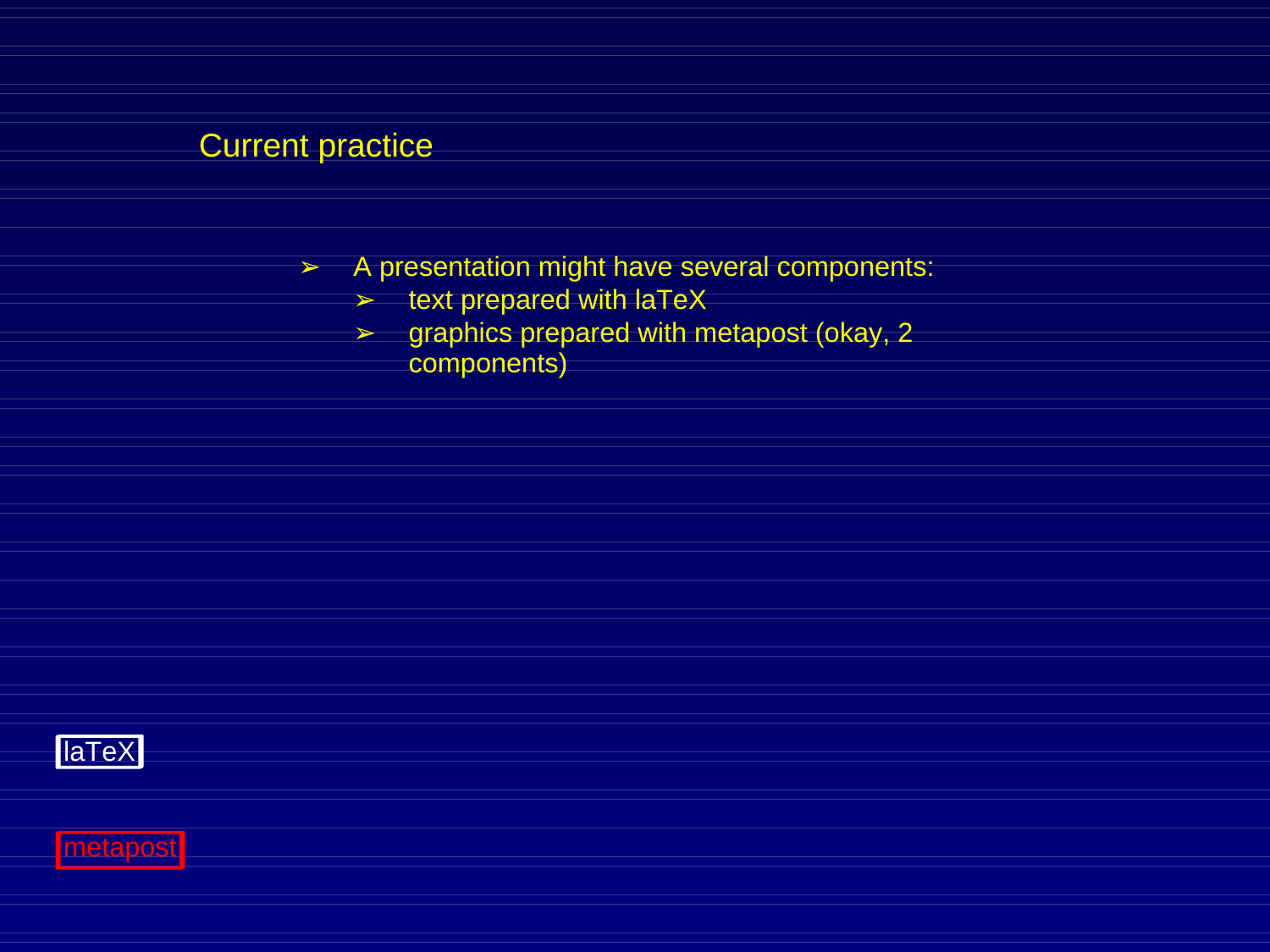# Current practice

- A presentation might have several components:
  - text prepared with laTeX
  - graphics prepared with metapost (okay, 2 components)

laTeX

metapost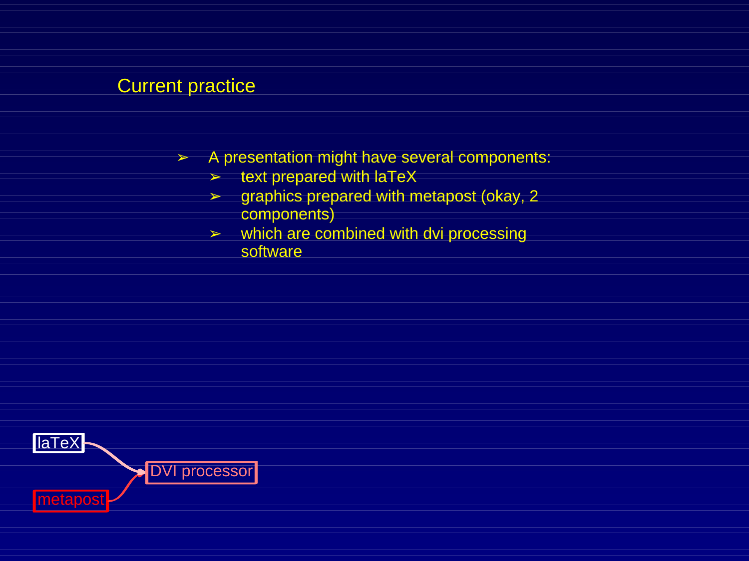## Current practice

- A presentation might have several components:
  - text prepared with laTeX
  - graphics prepared with metapost (okay, 2 components)
  - which are combined with dvi processing software

laTeX

metapost

DVI processor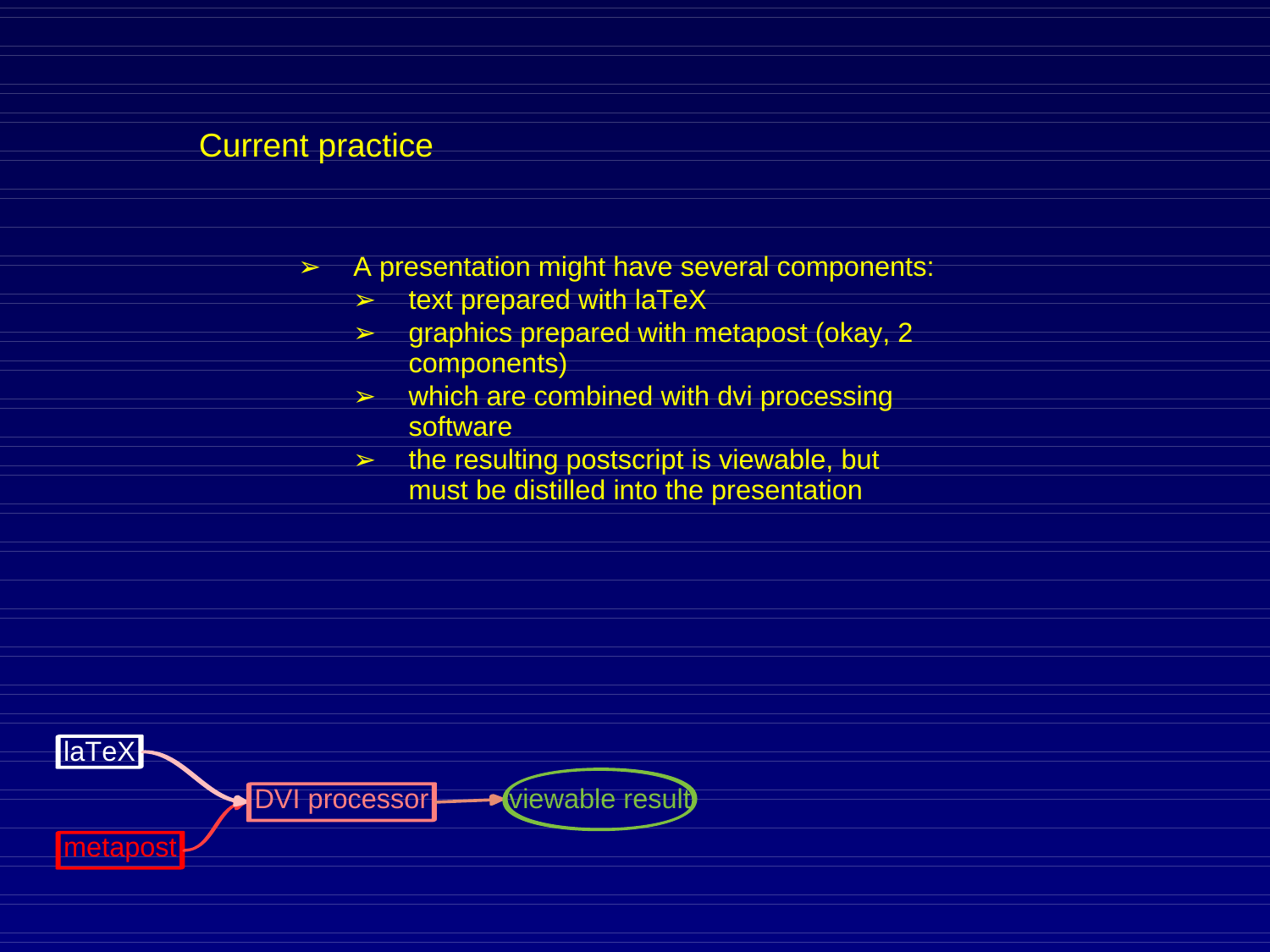# Current practice

- A presentation might have several components:
  - text prepared with laTeX
  - graphics prepared with metapost (okay, 2 components)
  - which are combined with dvi processing software
  - the resulting postscript is viewable, but must be distilled into the presentation

laTeX

metapost

DVI processor

viewable result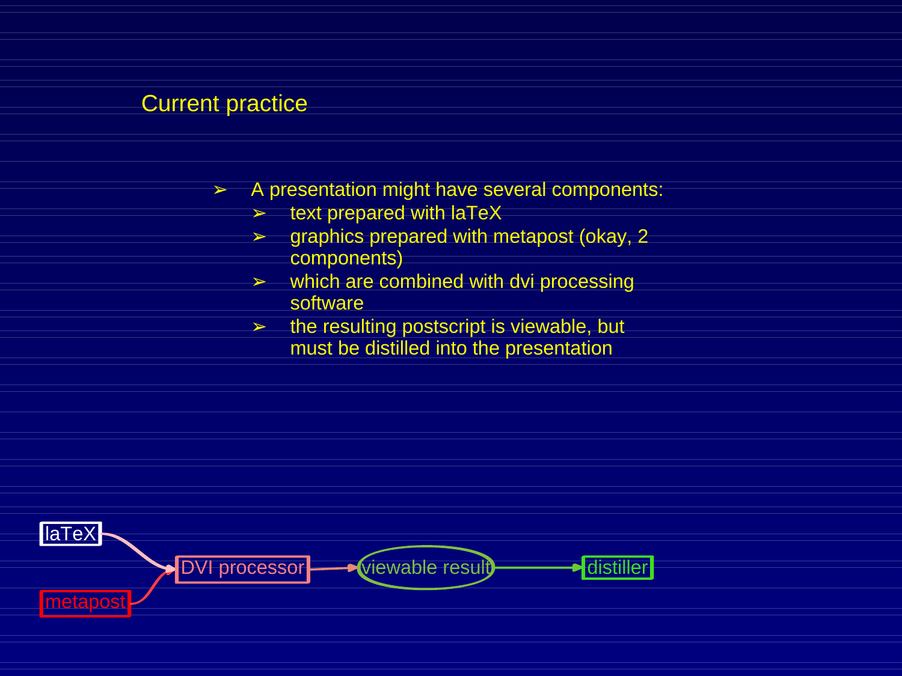# Current practice

- A presentation might have several components:
  - text prepared with laTeX
  - graphics prepared with metapost (okay, 2 components)
  - which are combined with dvi processing software
  - the resulting postscript is viewable, but must be distilled into the presentation

laTeX

metapost

DVI processor

viewable result

distiller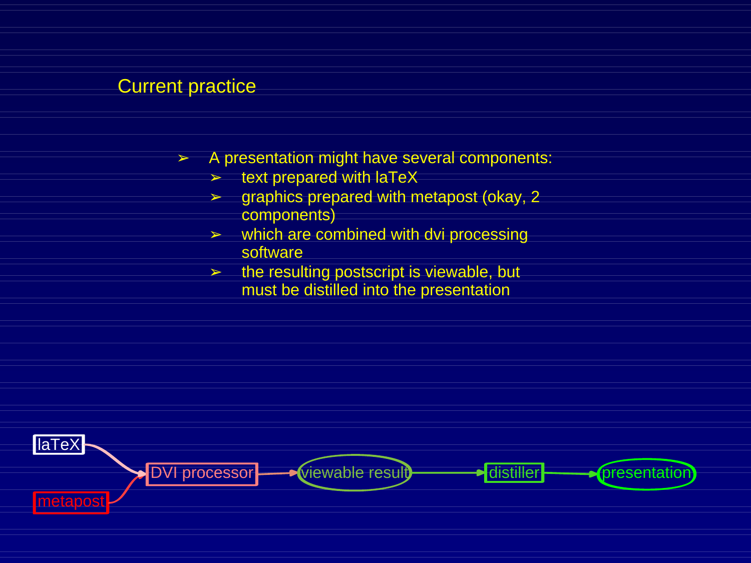# Current practice

- A presentation might have several components:
  - text prepared with laTeX
  - graphics prepared with metapost (okay, 2 components)
  - which are combined with dvi processing software
  - the resulting postscript is viewable, but must be distilled into the presentation

laTeX → DVI processor
metapost → DVI processor
DVI processor → viewable result → distiller → presentation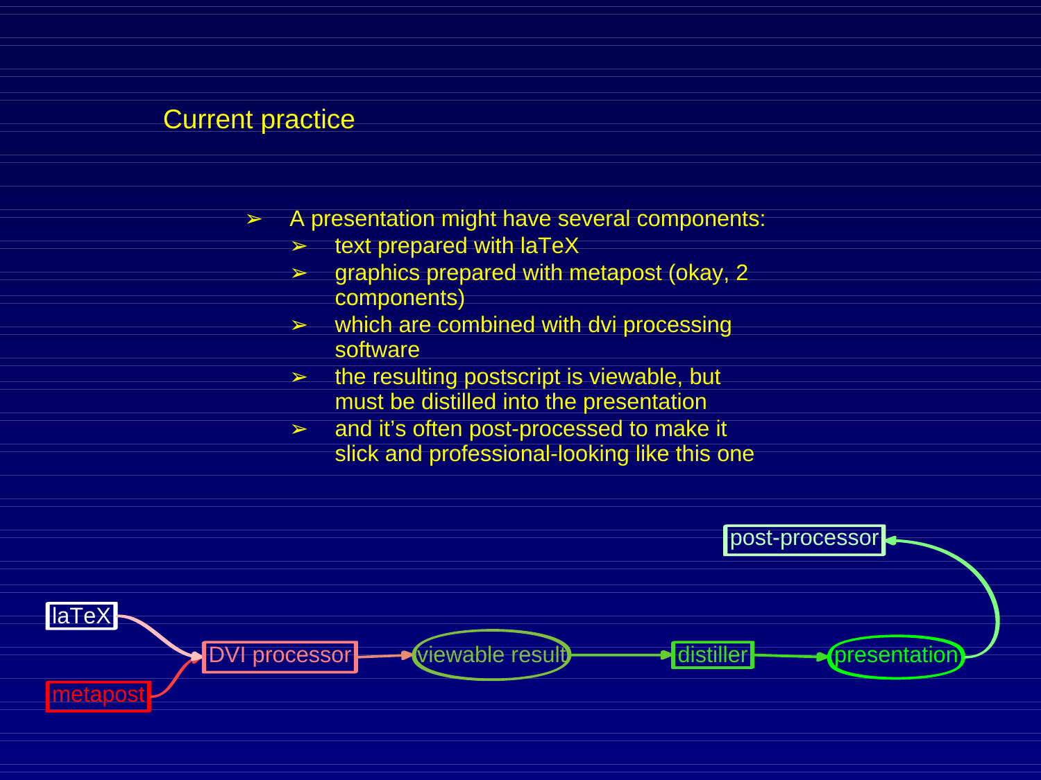# Current practice

- A presentation might have several components:
  - text prepared with laTeX
  - graphics prepared with metapost (okay, 2 components)
  - which are combined with dvi processing software
  - the resulting postscript is viewable, but must be distilled into the presentation
  - and it's often post-processed to make it slick and professional-looking like this one

laTeX → DVI processor ← metapost

DVI processor → viewable result → distiller → presentation → post-processor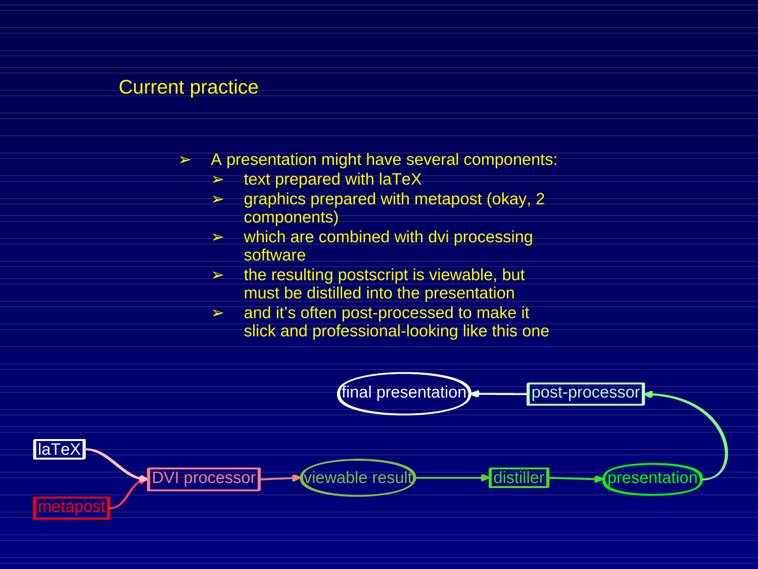## Current practice

- A presentation might have several components:
  - text prepared with laTeX
  - graphics prepared with metapost (okay, 2 components)
  - which are combined with dvi processing software
  - the resulting postscript is viewable, but must be distilled into the presentation
  - and it's often post-processed to make it slick and professional-looking like this one

laTeX → DVI processor
metapost → DVI processor
DVI processor → viewable result → distiller → presentation → post-processor → final presentation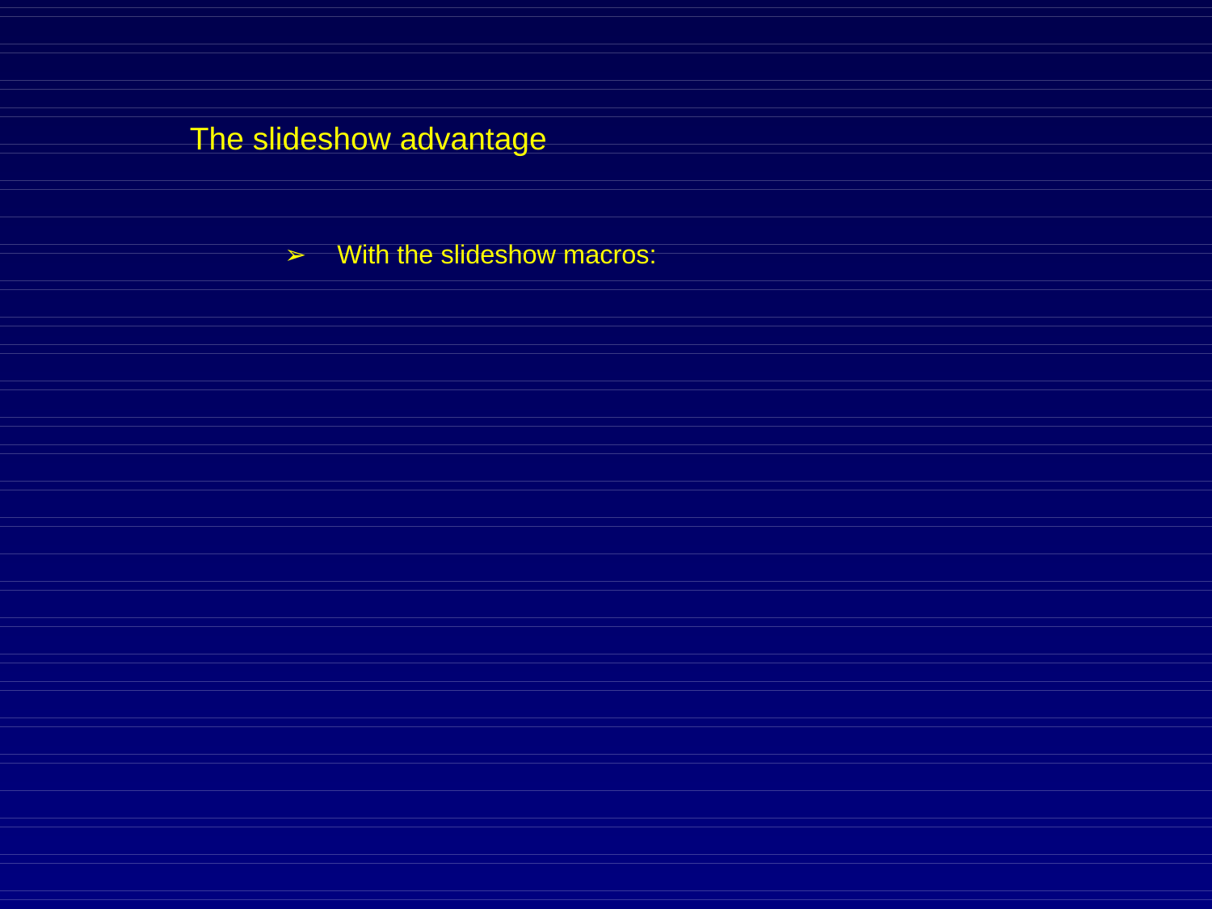# The slideshow advantage

- With the slideshow macros: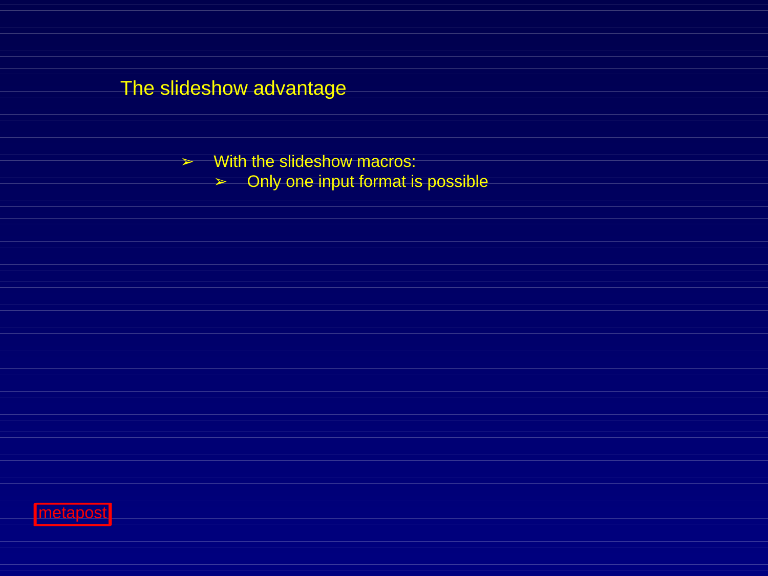# The slideshow advantage

- With the slideshow macros:
  - Only one input format is possible

metapost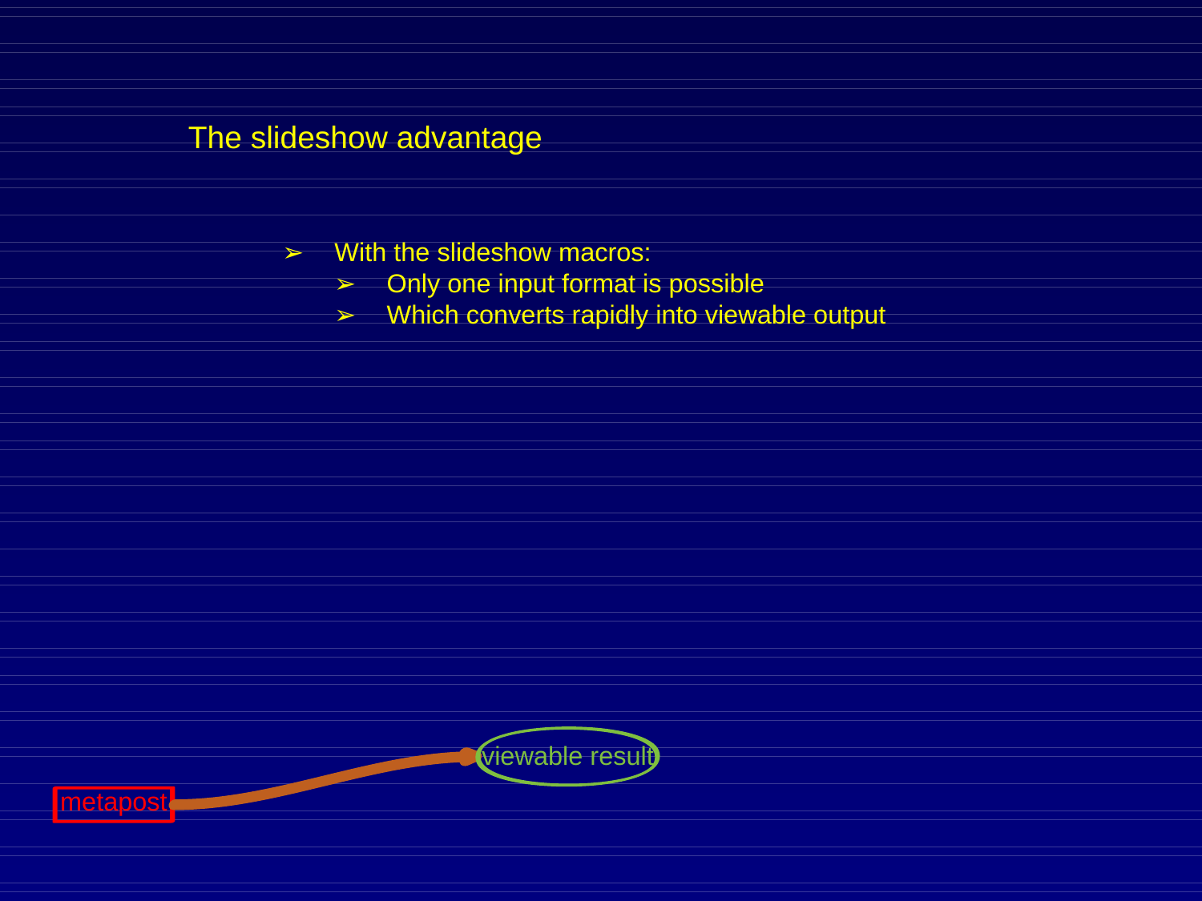# The slideshow advantage

- With the slideshow macros:
  - Only one input format is possible
  - Which converts rapidly into viewable output

metapost

viewable result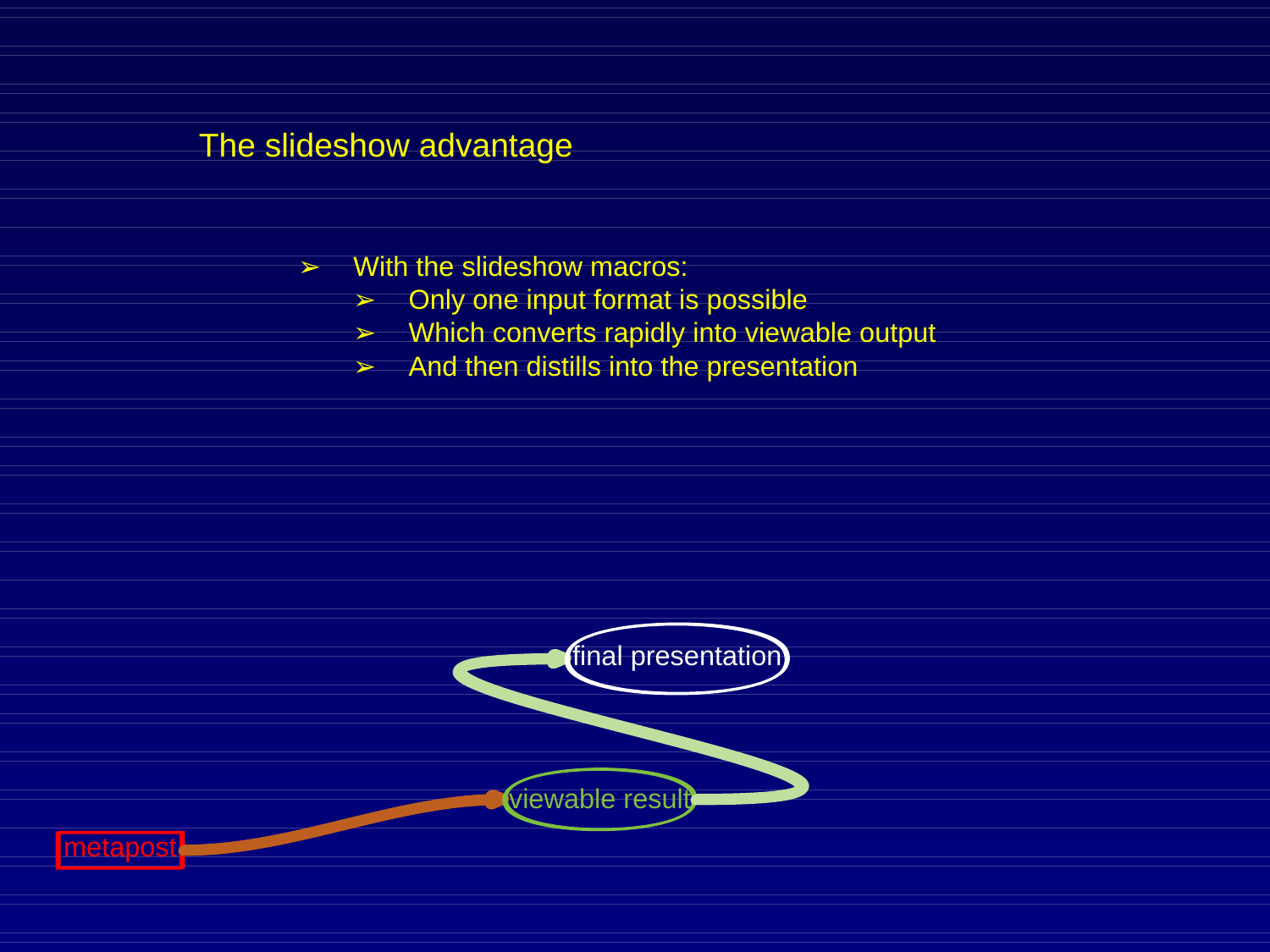# The slideshow advantage

- With the slideshow macros:
  - Only one input format is possible
  - Which converts rapidly into viewable output
  - And then distills into the presentation

final presentation

viewable result

metapost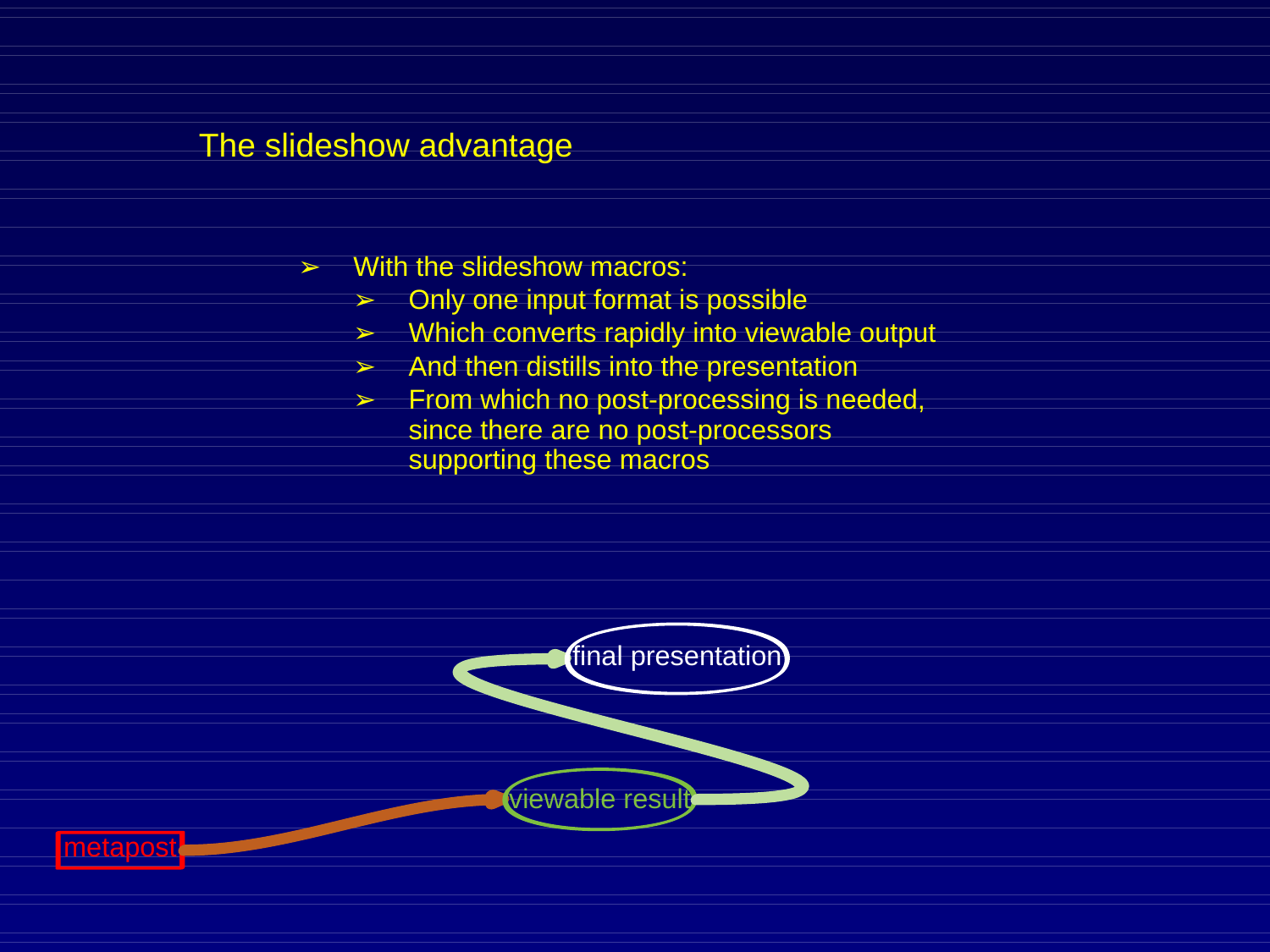# The slideshow advantage

- With the slideshow macros:
  - Only one input format is possible
  - Which converts rapidly into viewable output
  - And then distills into the presentation
  - From which no post-processing is needed, since there are no post-processors supporting these macros

final presentation

viewable result

metapost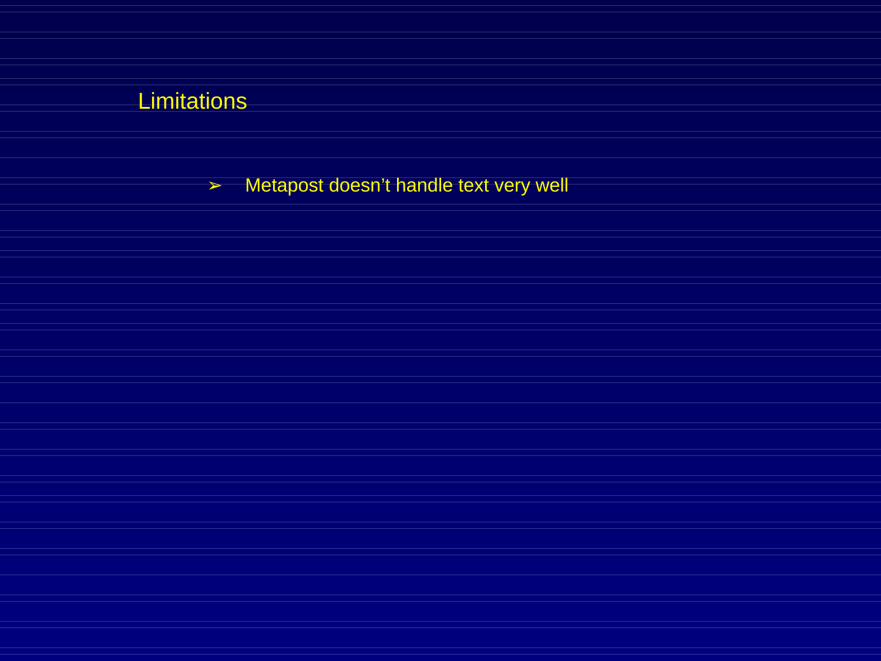# Limitations

- Metapost doesn’t handle text very well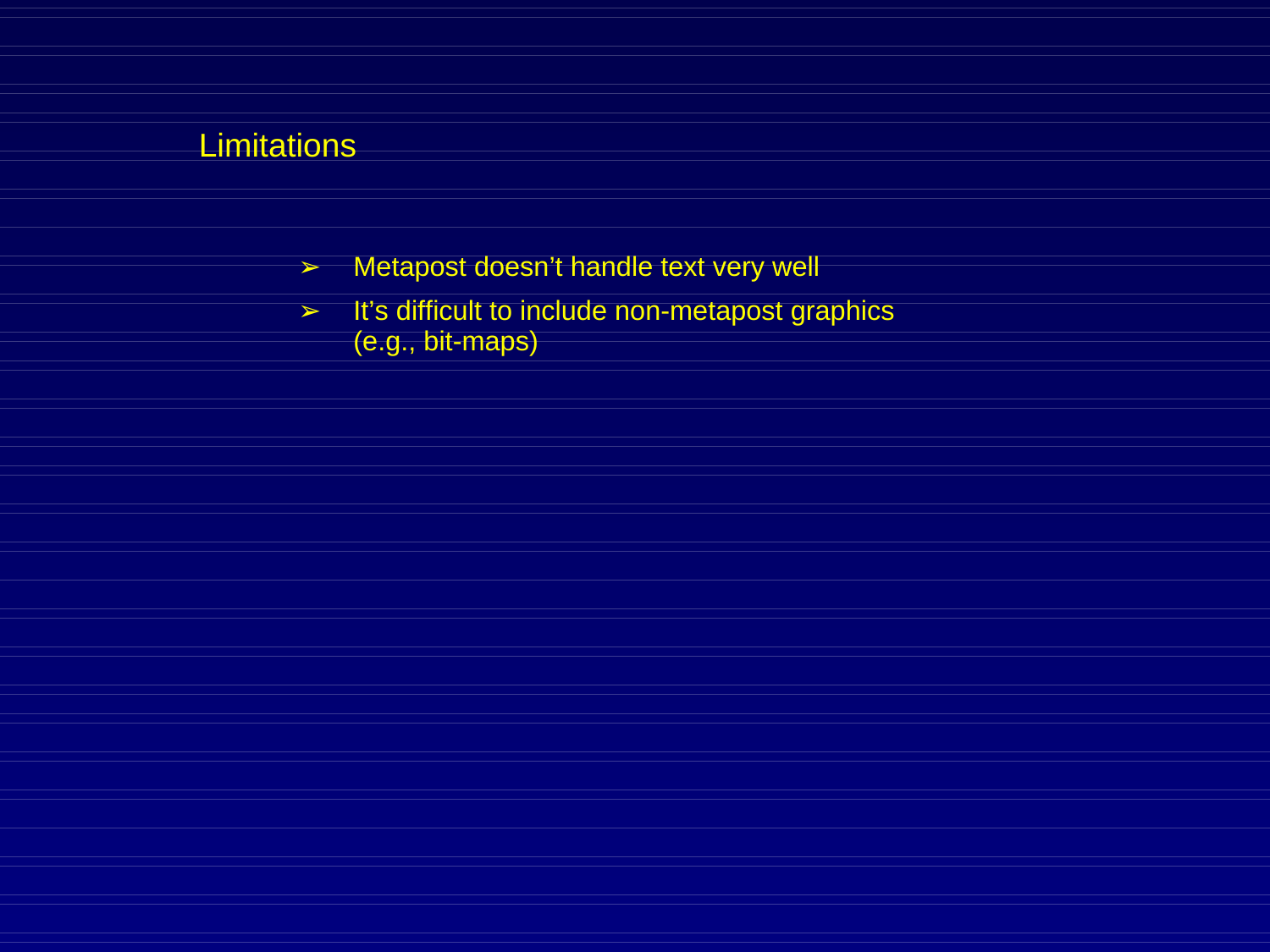# Limitations

- Metapost doesn’t handle text very well
- It’s difficult to include non-metapost graphics (e.g., bit-maps)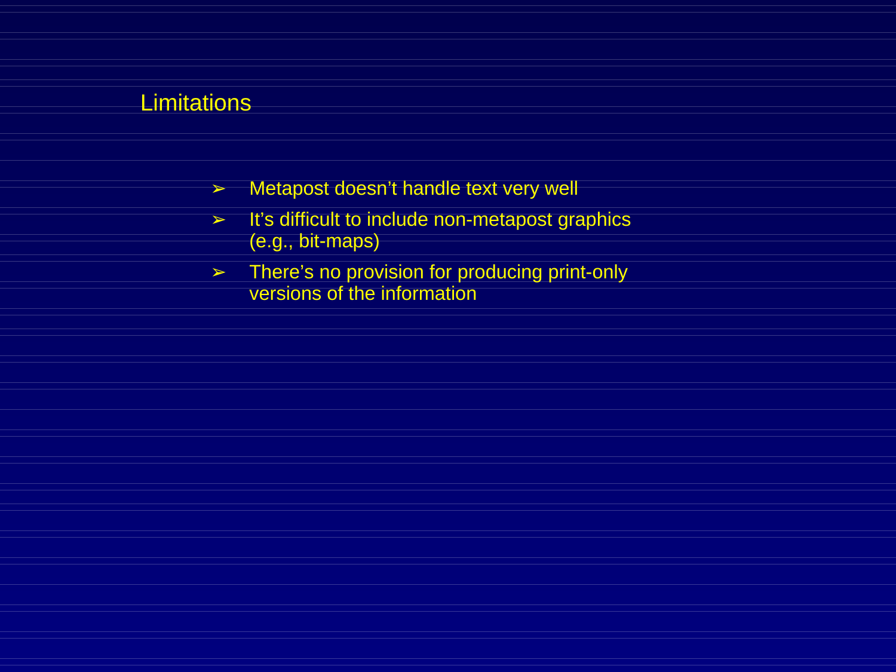# Limitations

- Metapost doesn't handle text very well
- It's difficult to include non-metapost graphics (e.g., bit-maps)
- There's no provision for producing print-only versions of the information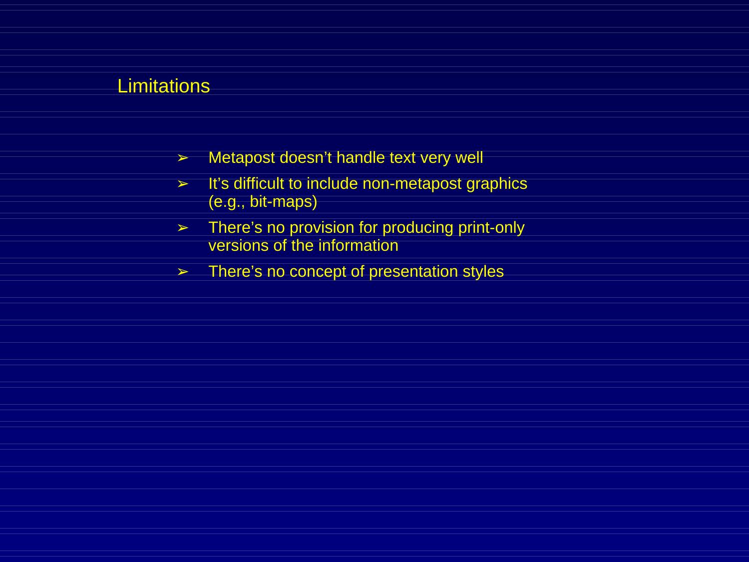# Limitations

- Metapost doesn’t handle text very well
- It’s difficult to include non-metapost graphics (e.g., bit-maps)
- There’s no provision for producing print-only versions of the information
- There’s no concept of presentation styles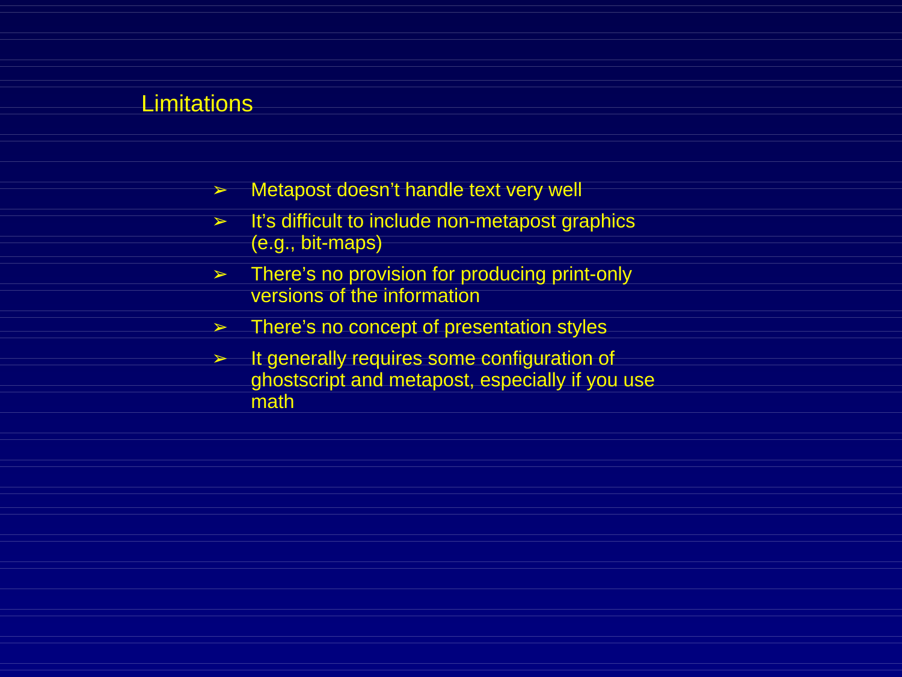# Limitations

- Metapost doesn't handle text very well
- It's difficult to include non-metapost graphics (e.g., bit-maps)
- There's no provision for producing print-only versions of the information
- There's no concept of presentation styles
- It generally requires some configuration of ghostscript and metapost, especially if you use math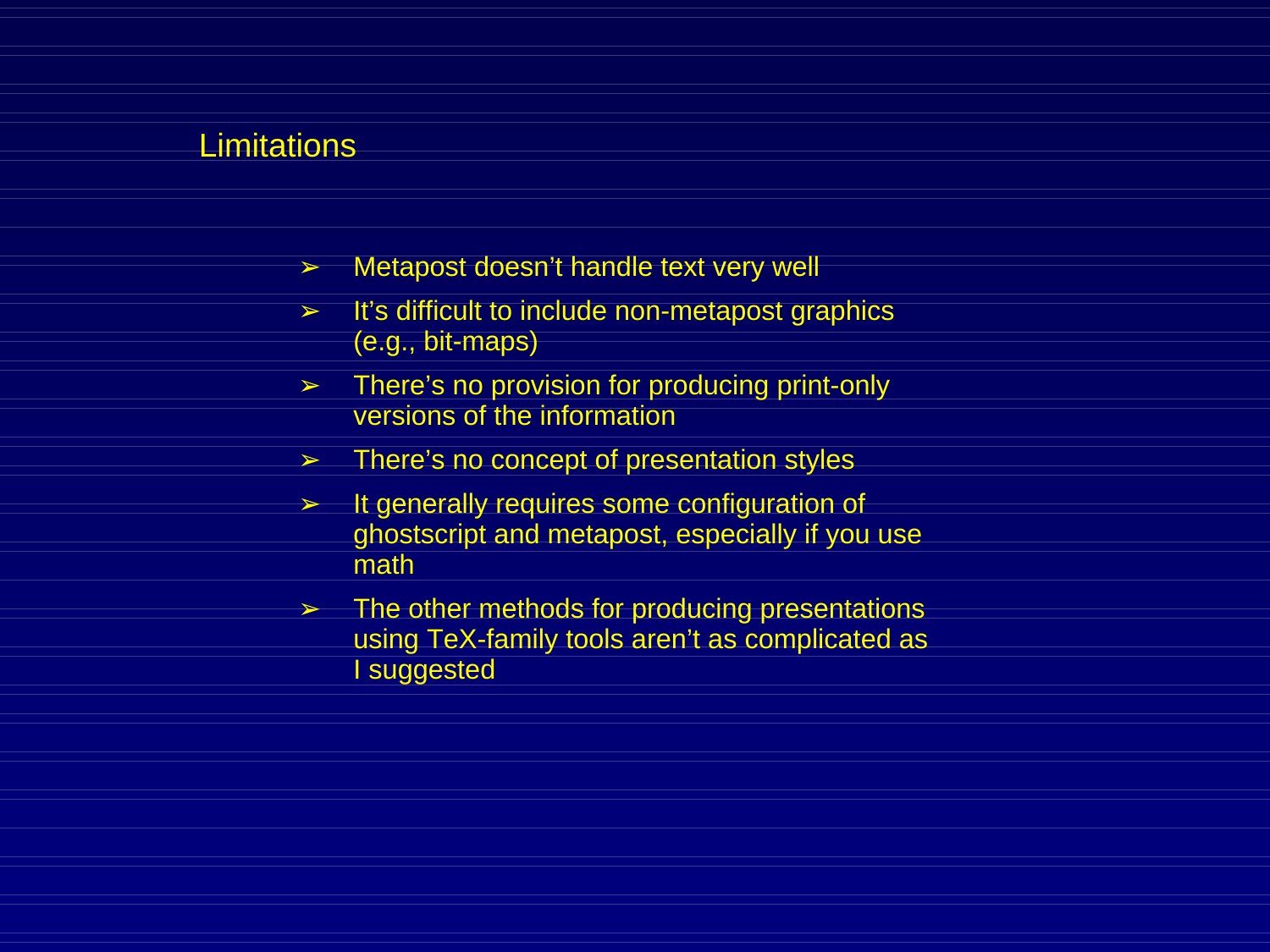# Limitations

- Metapost doesn't handle text very well
- It's difficult to include non-metapost graphics (e.g., bit-maps)
- There's no provision for producing print-only versions of the information
- There's no concept of presentation styles
- It generally requires some configuration of ghostscript and metapost, especially if you use math
- The other methods for producing presentations using TeX-family tools aren't as complicated as I suggested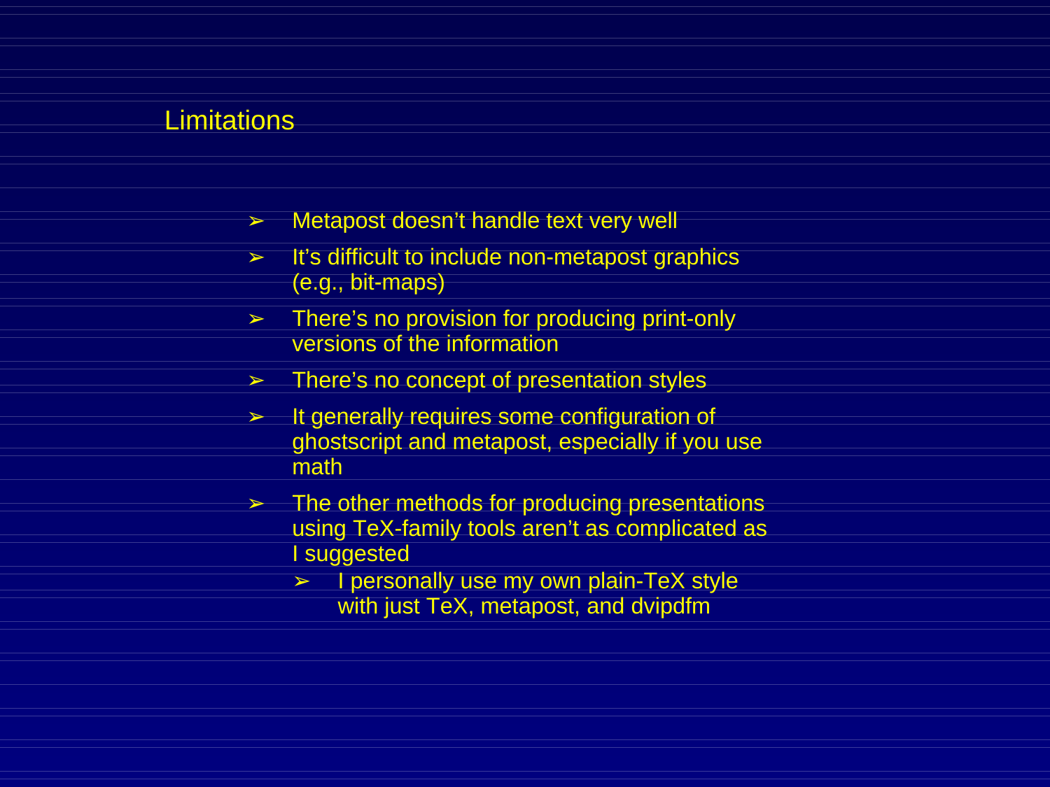# Limitations

- Metapost doesn't handle text very well
- It's difficult to include non-metapost graphics (e.g., bit-maps)
- There's no provision for producing print-only versions of the information
- There's no concept of presentation styles
- It generally requires some configuration of ghostscript and metapost, especially if you use math
- The other methods for producing presentations using TeX-family tools aren't as complicated as I suggested
  - I personally use my own plain-TeX style with just TeX, metapost, and dvipdfm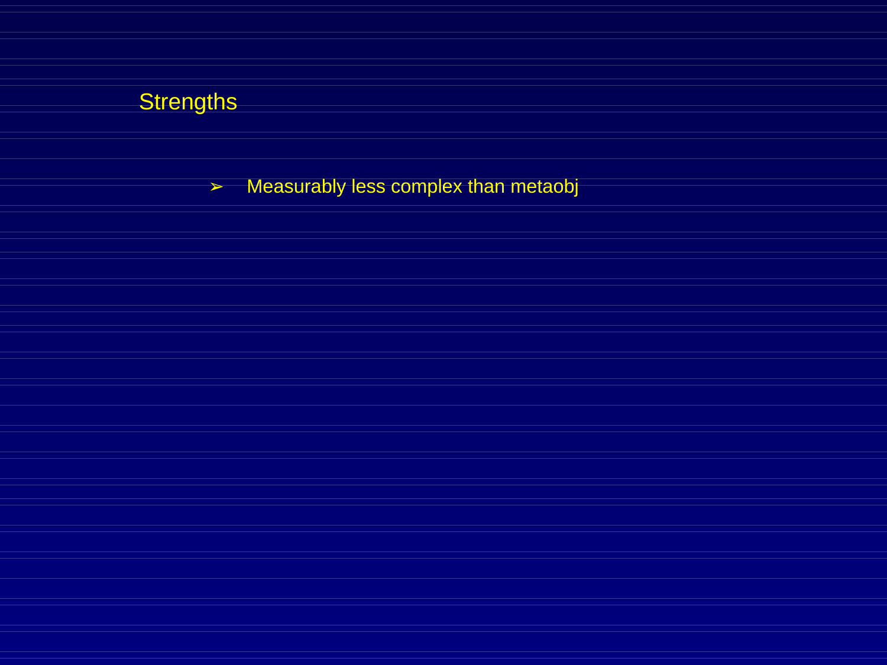# Strengths

- Measurably less complex than metaobj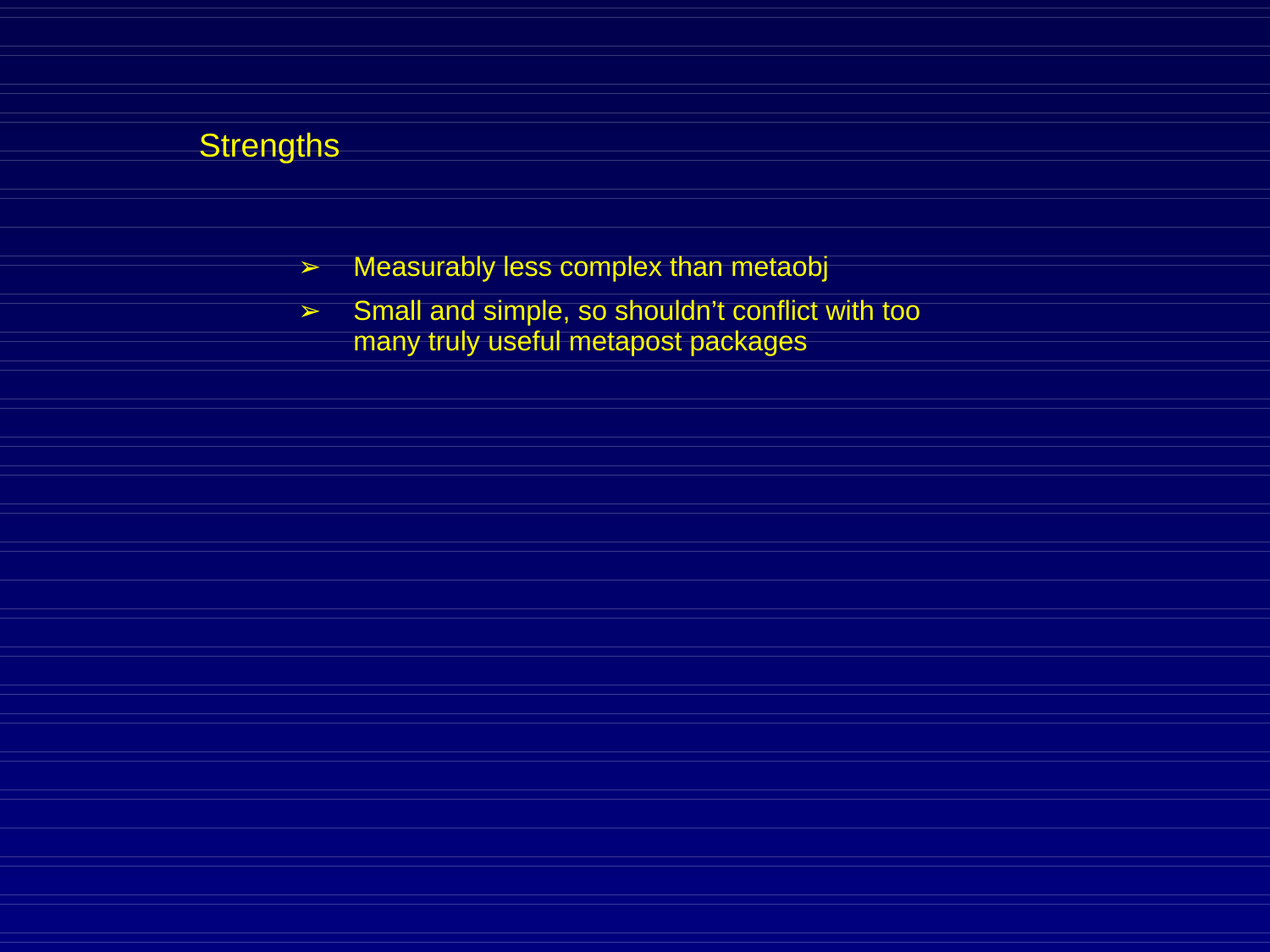# Strengths

- Measurably less complex than metaobj
- Small and simple, so shouldn't conflict with too many truly useful metapost packages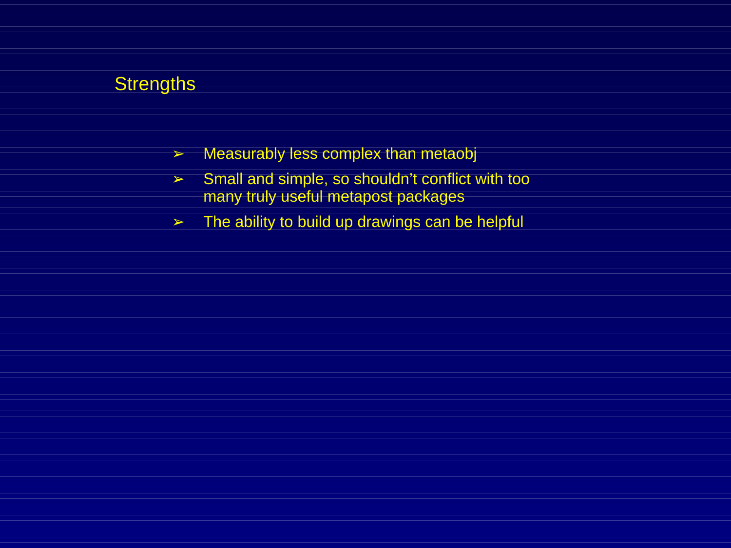## Strengths

- Measurably less complex than metaobj
- Small and simple, so shouldn't conflict with too many truly useful metapost packages
- The ability to build up drawings can be helpful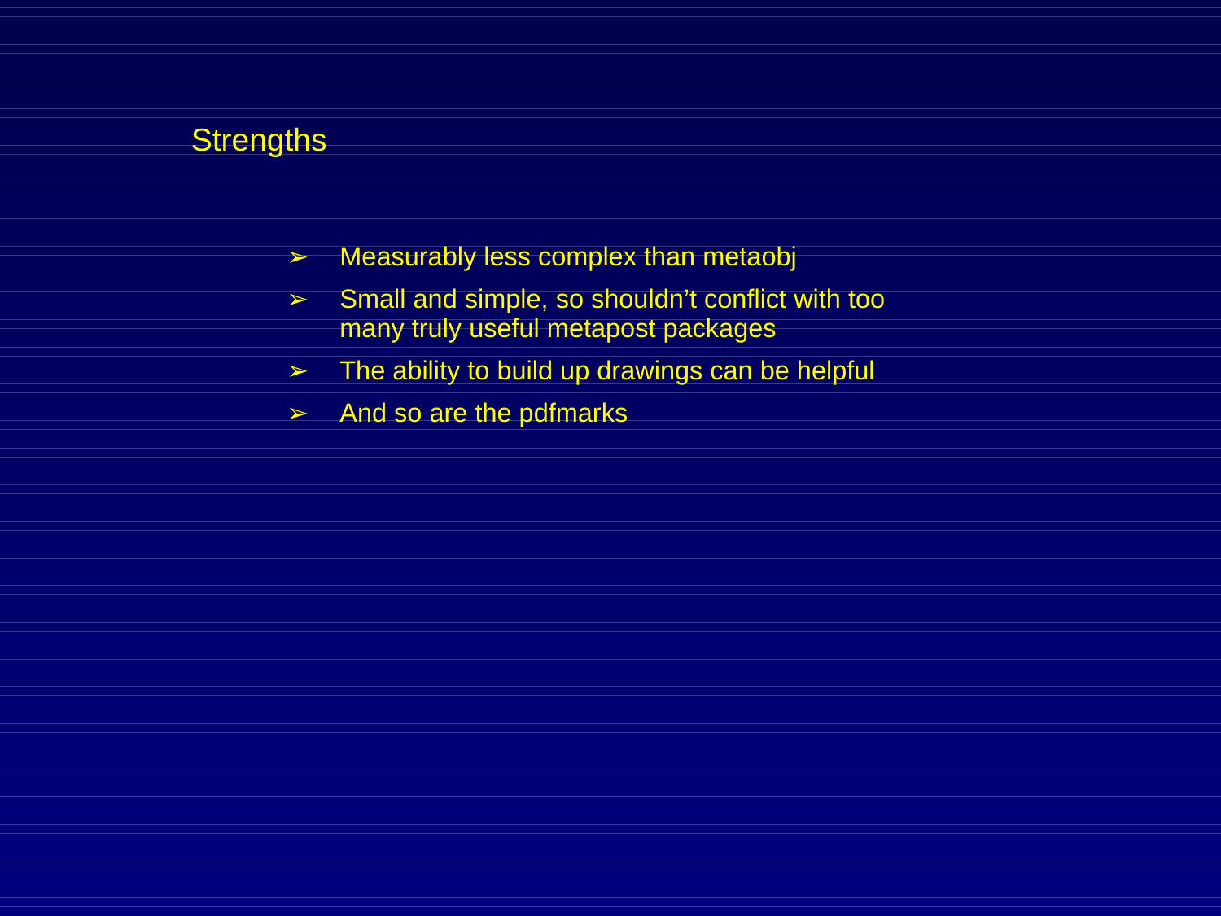# Strengths

- Measurably less complex than metaobj
- Small and simple, so shouldn’t conflict with too many truly useful metapost packages
- The ability to build up drawings can be helpful
- And so are the pdfmarks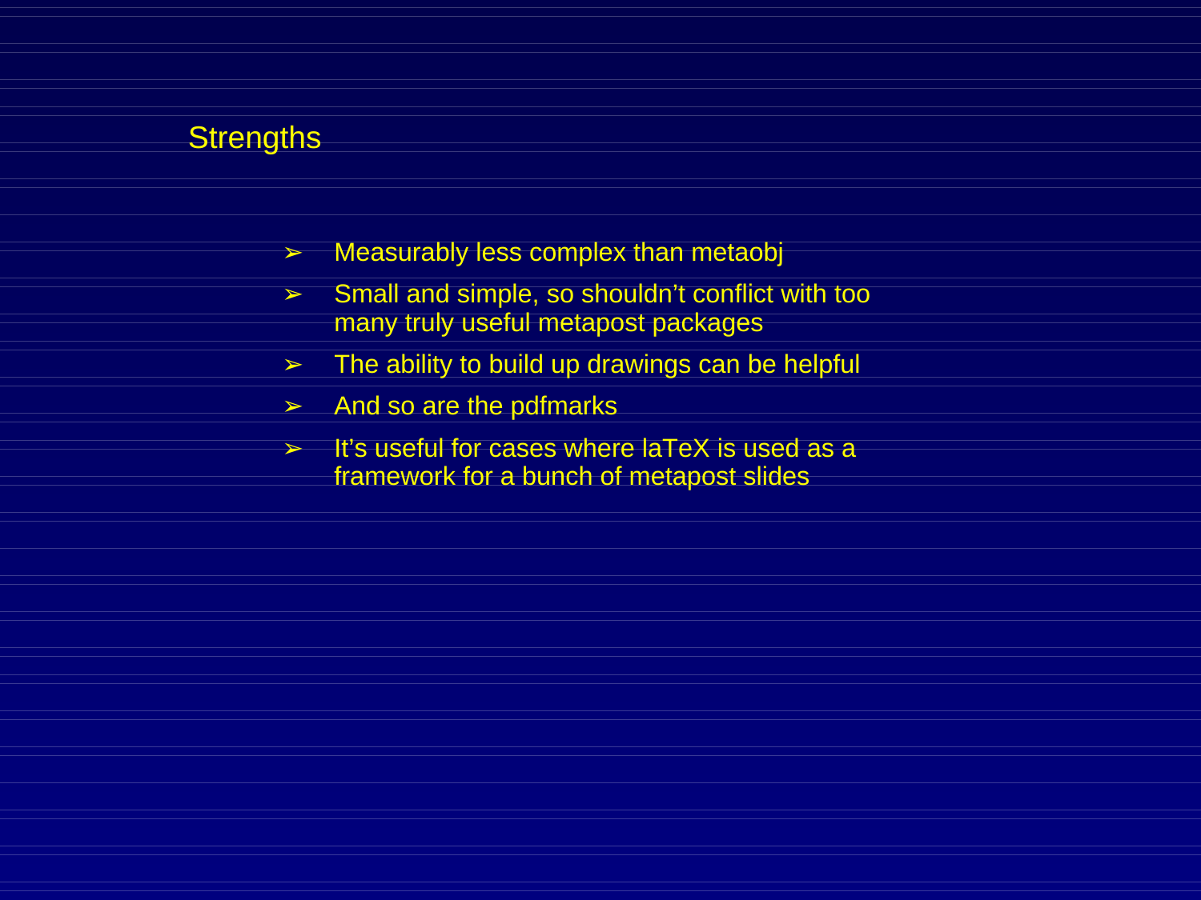# Strengths

- Measurably less complex than metaobj
- Small and simple, so shouldn’t conflict with too many truly useful metapost packages
- The ability to build up drawings can be helpful
- And so are the pdfmarks
- It’s useful for cases where laTeX is used as a framework for a bunch of metapost slides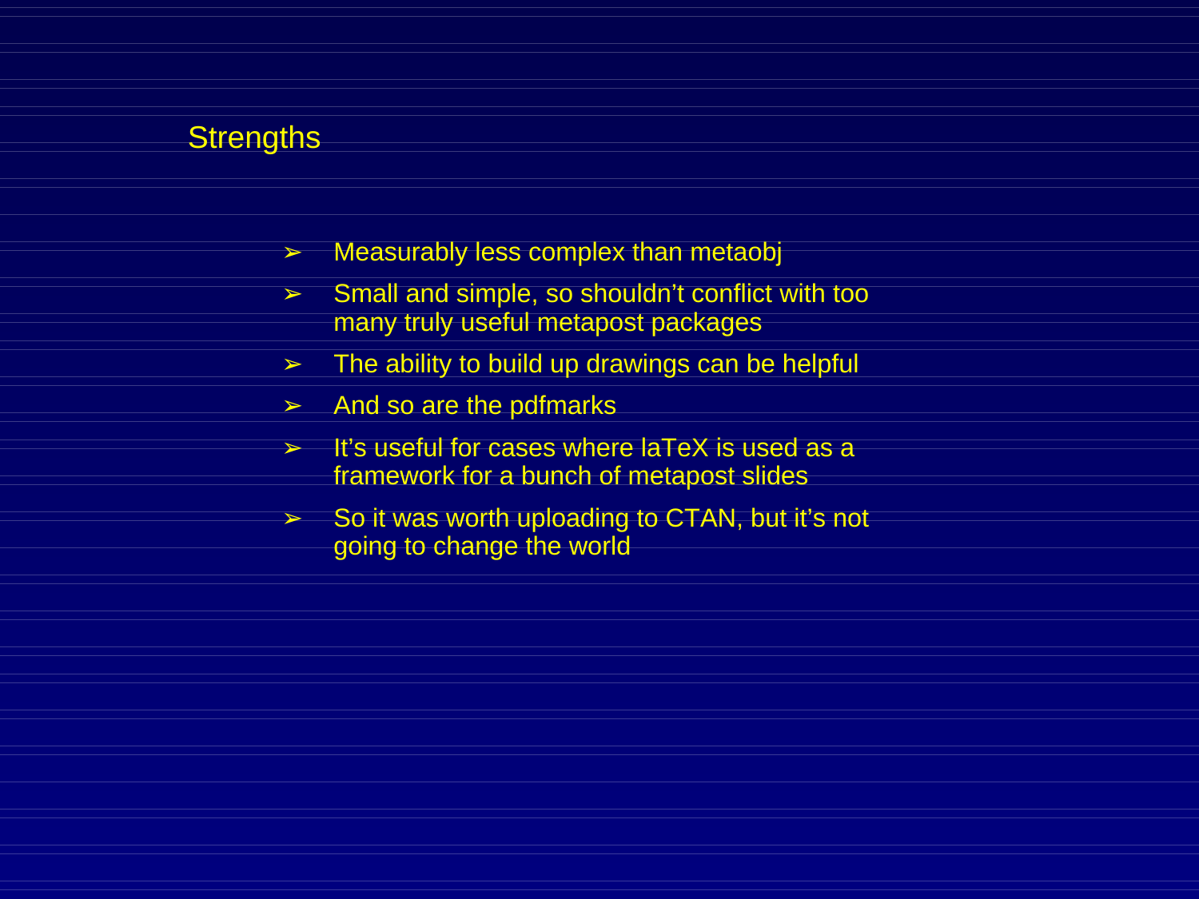## Strengths

- Measurably less complex than metaobj
- Small and simple, so shouldn't conflict with too many truly useful metapost packages
- The ability to build up drawings can be helpful
- And so are the pdfmarks
- It's useful for cases where laTeX is used as a framework for a bunch of metapost slides
- So it was worth uploading to CTAN, but it's not going to change the world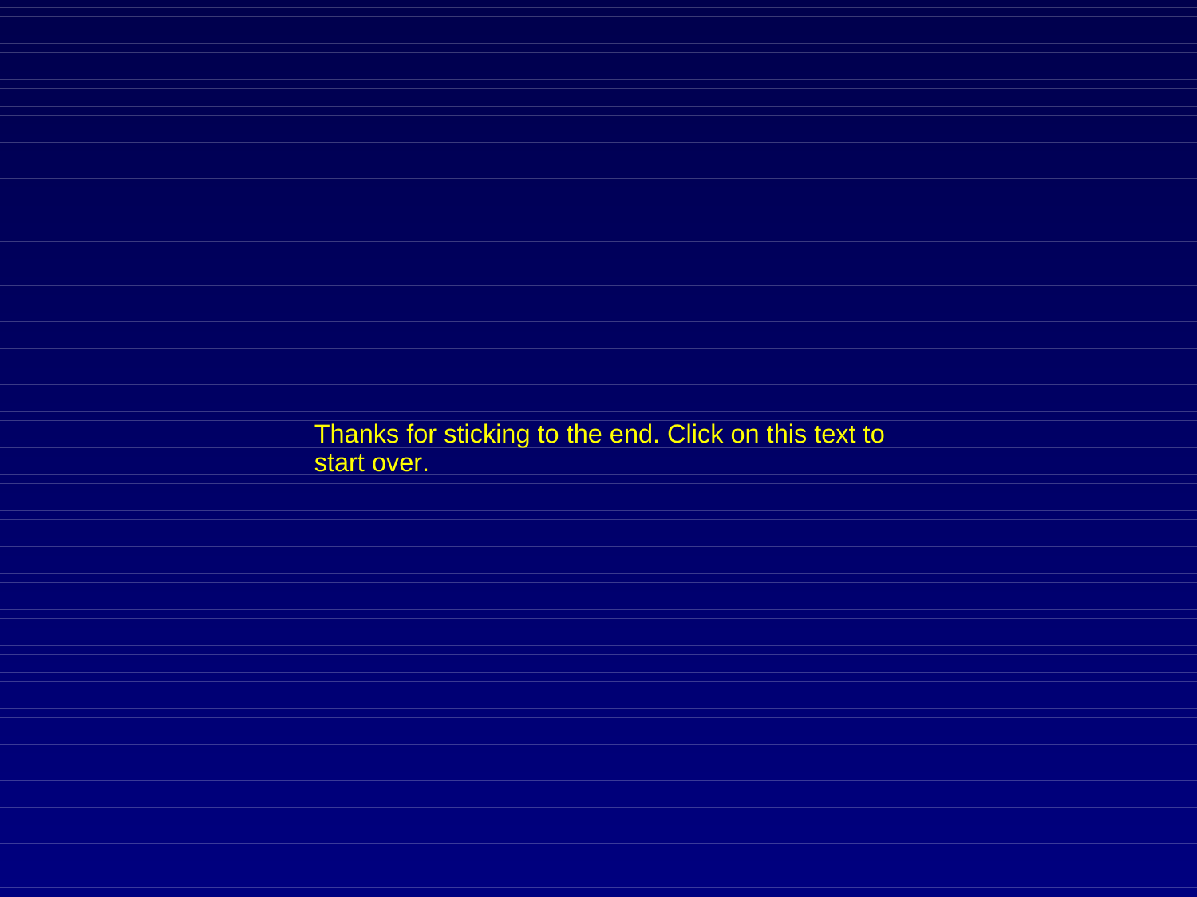Thanks for sticking to the end. Click on this text to start over.